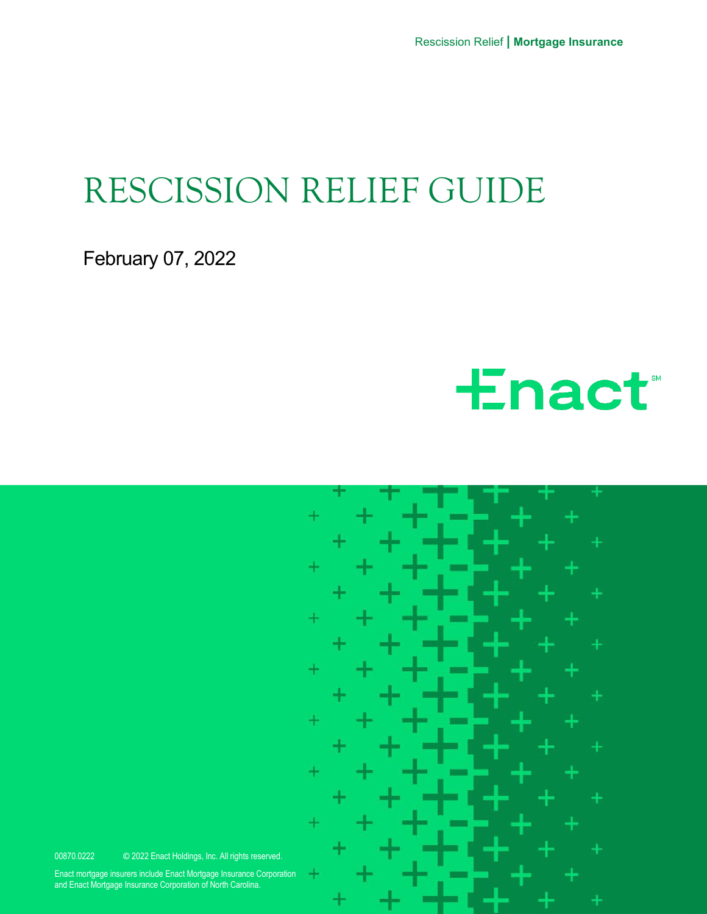# RESCISSION RELIEF GUIDE

February 07, 2022

Enact

00870.0222 © 2022 Enact Holdings, Inc. All rights reserved.

Enact mortgage insurers include Enact Mortgage Insurance Corporation and Enact Mortgage Insurance Corporation of North Carolina.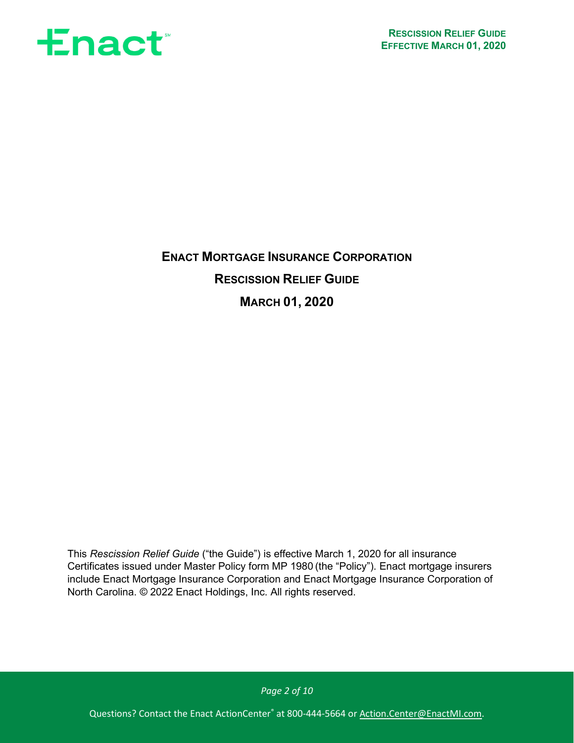# Enact Mortgage Insurance Corporation

## Rescission Relief Guide

## March 01, 2020

This *Rescission Relief Guide* ("the Guide") is effective March 1, 2020 for all insurance Certificates issued under Master Policy form MP 1980 (the "Policy"). Enact mortgage insurers include Enact Mortgage Insurance Corporation and Enact Mortgage Insurance Corporation of North Carolina. © 2022 Enact Holdings, Inc. All rights reserved.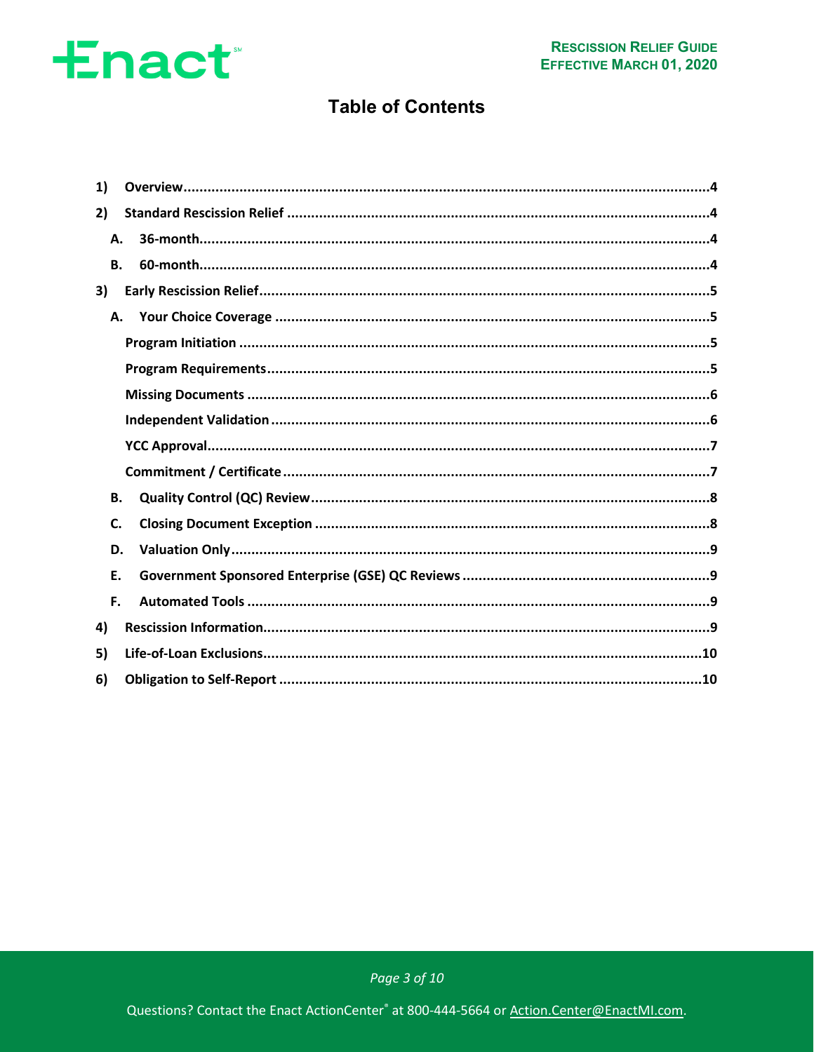# Table of Contents

1) **Overview** ..... 4
2) **Standard Rescission Relief** ..... 4
   - A. **36-month** ..... 4
   - B. **60-month** ..... 4
3) **Early Rescission Relief** ..... 5
   - A. **Your Choice Coverage** ..... 5
     - **Program Initiation** ..... 5
     - **Program Requirements** ..... 5
     - **Missing Documents** ..... 6
     - **Independent Validation** ..... 6
     - **YCC Approval** ..... 7
     - **Commitment / Certificate** ..... 7
   - B. **Quality Control (QC) Review** ..... 8
   - C. **Closing Document Exception** ..... 8
   - D. **Valuation Only** ..... 9
   - E. **Government Sponsored Enterprise (GSE) QC Reviews** ..... 9
   - F. **Automated Tools** ..... 9
4) **Rescission Information** ..... 9
5) **Life-of-Loan Exclusions** ..... 10
6) **Obligation to Self-Report** ..... 10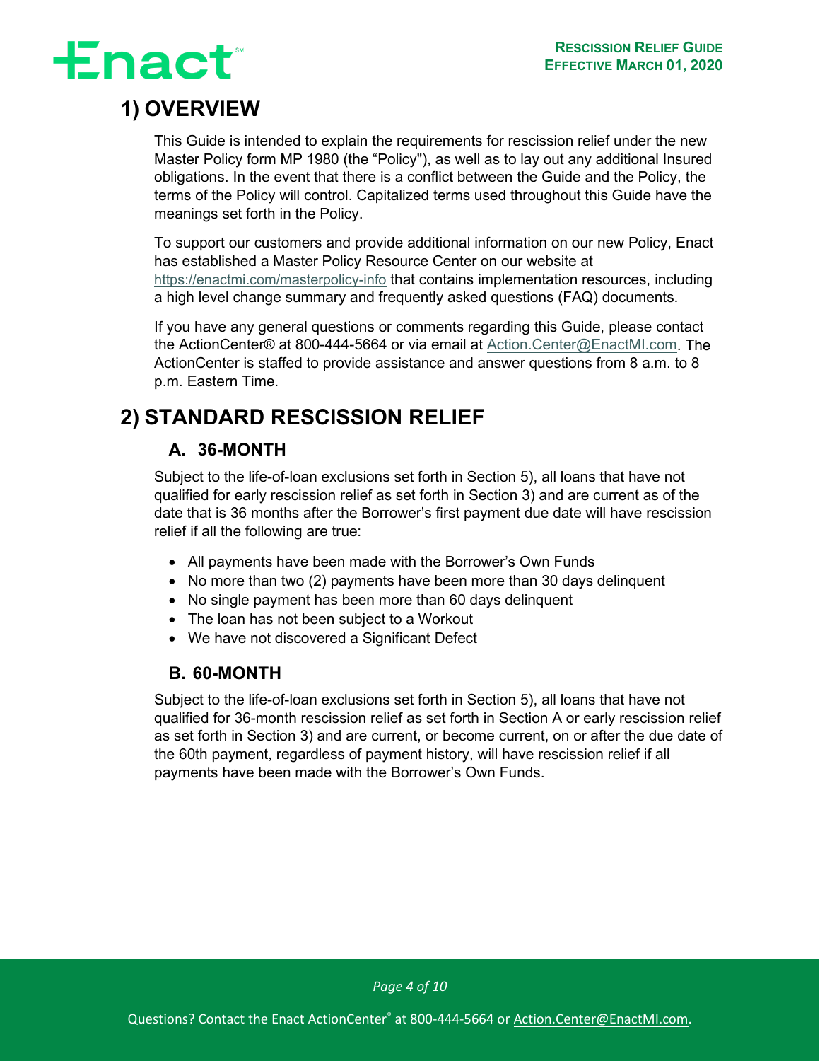# 1) OVERVIEW

This Guide is intended to explain the requirements for rescission relief under the new Master Policy form MP 1980 (the "Policy"), as well as to lay out any additional Insured obligations. In the event that there is a conflict between the Guide and the Policy, the terms of the Policy will control. Capitalized terms used throughout this Guide have the meanings set forth in the Policy.

To support our customers and provide additional information on our new Policy, Enact has established a Master Policy Resource Center on our website at https://enactmi.com/masterpolicy-info that contains implementation resources, including a high level change summary and frequently asked questions (FAQ) documents.

If you have any general questions or comments regarding this Guide, please contact the ActionCenter® at 800-444-5664 or via email at Action.Center@EnactMI.com. The ActionCenter is staffed to provide assistance and answer questions from 8 a.m. to 8 p.m. Eastern Time.

# 2) STANDARD RESCISSION RELIEF

## A. 36-MONTH

Subject to the life-of-loan exclusions set forth in Section 5), all loans that have not qualified for early rescission relief as set forth in Section 3) and are current as of the date that is 36 months after the Borrower's first payment due date will have rescission relief if all the following are true:

- All payments have been made with the Borrower's Own Funds
- No more than two (2) payments have been more than 30 days delinquent
- No single payment has been more than 60 days delinquent
- The loan has not been subject to a Workout
- We have not discovered a Significant Defect

## B. 60-MONTH

Subject to the life-of-loan exclusions set forth in Section 5), all loans that have not qualified for 36-month rescission relief as set forth in Section A or early rescission relief as set forth in Section 3) and are current, or become current, on or after the due date of the 60th payment, regardless of payment history, will have rescission relief if all payments have been made with the Borrower's Own Funds.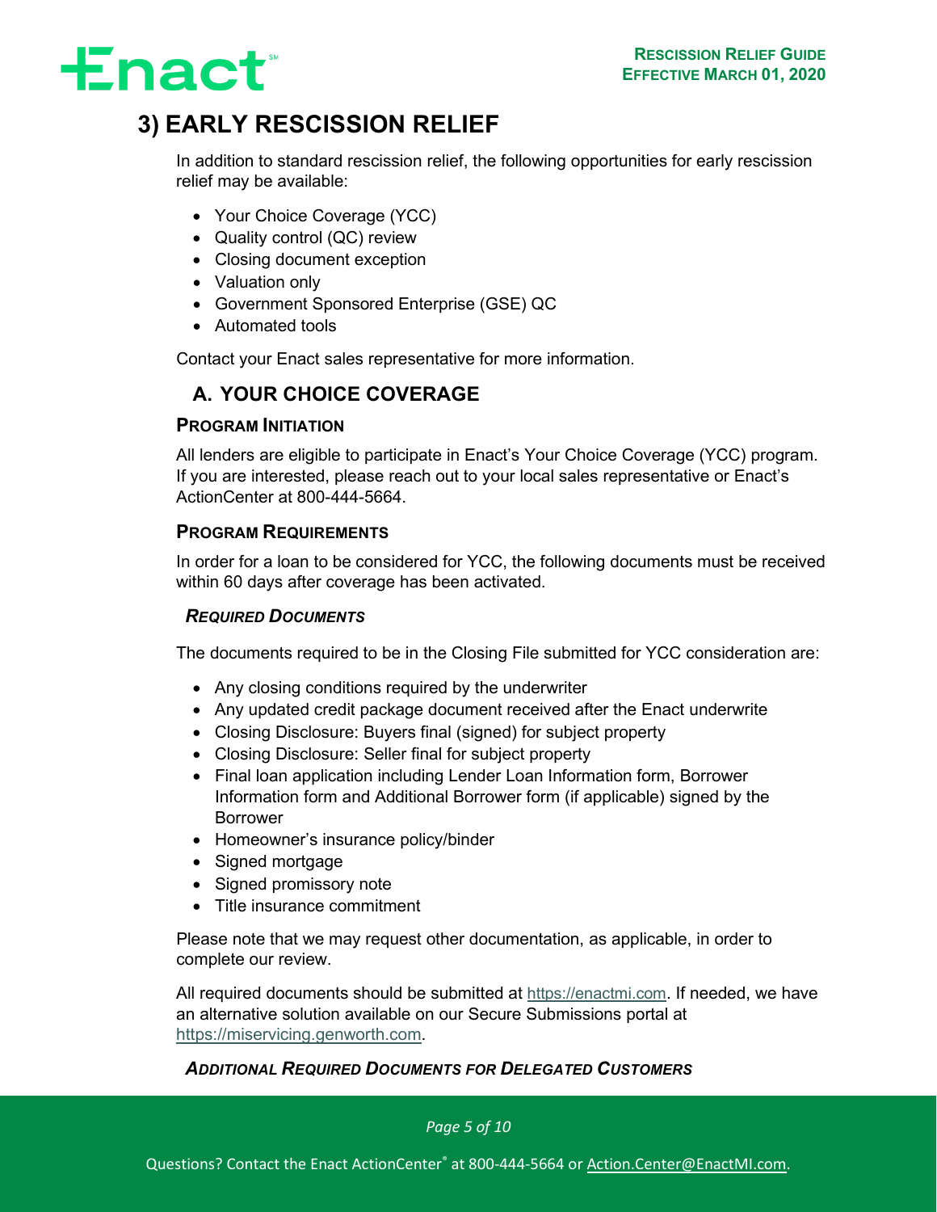# 3) EARLY RESCISSION RELIEF

In addition to standard rescission relief, the following opportunities for early rescission relief may be available:

- Your Choice Coverage (YCC)
- Quality control (QC) review
- Closing document exception
- Valuation only
- Government Sponsored Enterprise (GSE) QC
- Automated tools

Contact your Enact sales representative for more information.

## A. YOUR CHOICE COVERAGE

### Program Initiation

All lenders are eligible to participate in Enact's Your Choice Coverage (YCC) program. If you are interested, please reach out to your local sales representative or Enact's ActionCenter at 800-444-5664.

### Program Requirements

In order for a loan to be considered for YCC, the following documents must be received within 60 days after coverage has been activated.

#### *Required Documents*

The documents required to be in the Closing File submitted for YCC consideration are:

- Any closing conditions required by the underwriter
- Any updated credit package document received after the Enact underwrite
- Closing Disclosure: Buyers final (signed) for subject property
- Closing Disclosure: Seller final for subject property
- Final loan application including Lender Loan Information form, Borrower Information form and Additional Borrower form (if applicable) signed by the Borrower
- Homeowner's insurance policy/binder
- Signed mortgage
- Signed promissory note
- Title insurance commitment

Please note that we may request other documentation, as applicable, in order to complete our review.

All required documents should be submitted at https://enactmi.com. If needed, we have an alternative solution available on our Secure Submissions portal at https://miservicing.genworth.com.

#### *Additional Required Documents for Delegated Customers*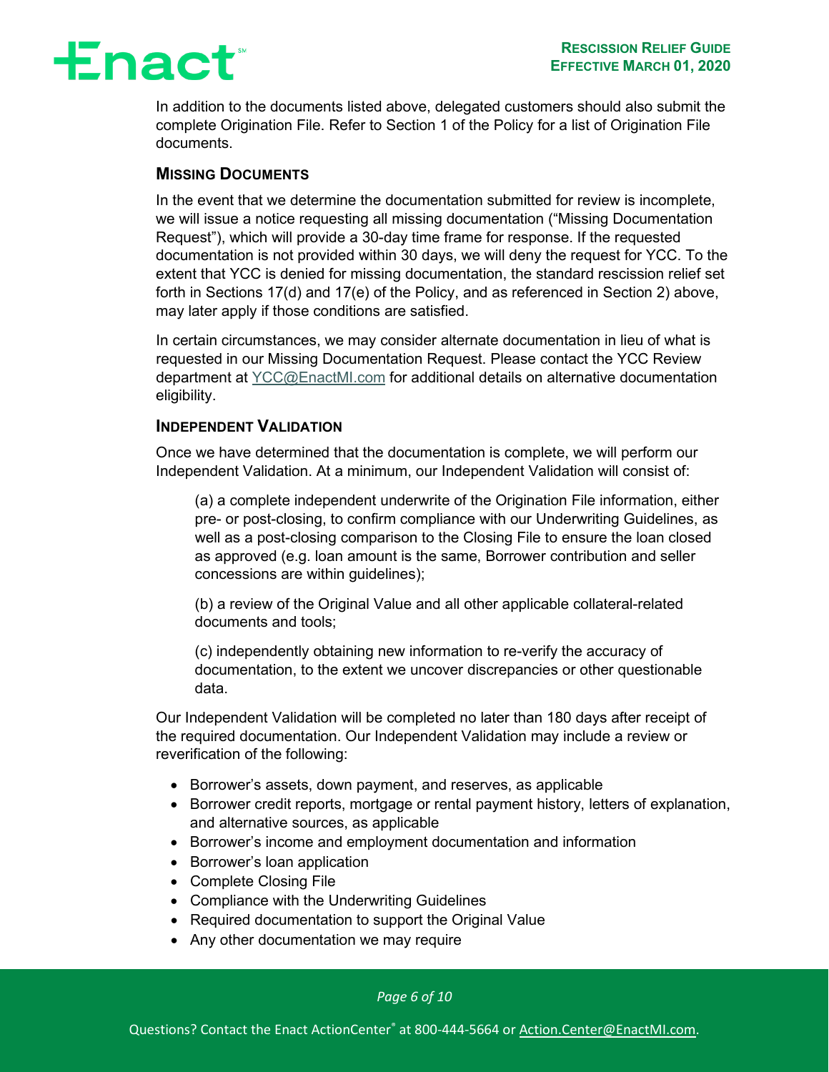In addition to the documents listed above, delegated customers should also submit the complete Origination File. Refer to Section 1 of the Policy for a list of Origination File documents.

### Missing Documents

In the event that we determine the documentation submitted for review is incomplete, we will issue a notice requesting all missing documentation ("Missing Documentation Request"), which will provide a 30-day time frame for response. If the requested documentation is not provided within 30 days, we will deny the request for YCC. To the extent that YCC is denied for missing documentation, the standard rescission relief set forth in Sections 17(d) and 17(e) of the Policy, and as referenced in Section 2) above, may later apply if those conditions are satisfied.

In certain circumstances, we may consider alternate documentation in lieu of what is requested in our Missing Documentation Request. Please contact the YCC Review department at YCC@EnactMI.com for additional details on alternative documentation eligibility.

### Independent Validation

Once we have determined that the documentation is complete, we will perform our Independent Validation. At a minimum, our Independent Validation will consist of:

(a) a complete independent underwrite of the Origination File information, either pre- or post-closing, to confirm compliance with our Underwriting Guidelines, as well as a post-closing comparison to the Closing File to ensure the loan closed as approved (e.g. loan amount is the same, Borrower contribution and seller concessions are within guidelines);

(b) a review of the Original Value and all other applicable collateral-related documents and tools;

(c) independently obtaining new information to re-verify the accuracy of documentation, to the extent we uncover discrepancies or other questionable data.

Our Independent Validation will be completed no later than 180 days after receipt of the required documentation. Our Independent Validation may include a review or reverification of the following:

- Borrower's assets, down payment, and reserves, as applicable
- Borrower credit reports, mortgage or rental payment history, letters of explanation, and alternative sources, as applicable
- Borrower's income and employment documentation and information
- Borrower's loan application
- Complete Closing File
- Compliance with the Underwriting Guidelines
- Required documentation to support the Original Value
- Any other documentation we may require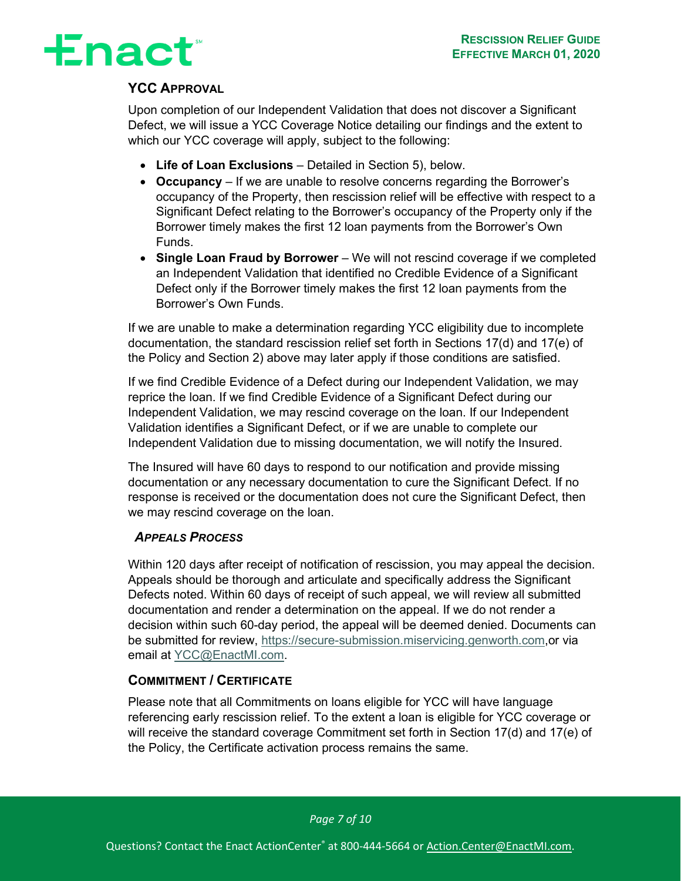## YCC Approval

Upon completion of our Independent Validation that does not discover a Significant Defect, we will issue a YCC Coverage Notice detailing our findings and the extent to which our YCC coverage will apply, subject to the following:

- **Life of Loan Exclusions** – Detailed in Section 5), below.
- **Occupancy** – If we are unable to resolve concerns regarding the Borrower's occupancy of the Property, then rescission relief will be effective with respect to a Significant Defect relating to the Borrower's occupancy of the Property only if the Borrower timely makes the first 12 loan payments from the Borrower's Own Funds.
- **Single Loan Fraud by Borrower** – We will not rescind coverage if we completed an Independent Validation that identified no Credible Evidence of a Significant Defect only if the Borrower timely makes the first 12 loan payments from the Borrower's Own Funds.

If we are unable to make a determination regarding YCC eligibility due to incomplete documentation, the standard rescission relief set forth in Sections 17(d) and 17(e) of the Policy and Section 2) above may later apply if those conditions are satisfied.

If we find Credible Evidence of a Defect during our Independent Validation, we may reprice the loan. If we find Credible Evidence of a Significant Defect during our Independent Validation, we may rescind coverage on the loan. If our Independent Validation identifies a Significant Defect, or if we are unable to complete our Independent Validation due to missing documentation, we will notify the Insured.

The Insured will have 60 days to respond to our notification and provide missing documentation or any necessary documentation to cure the Significant Defect. If no response is received or the documentation does not cure the Significant Defect, then we may rescind coverage on the loan.

### *Appeals Process*

Within 120 days after receipt of notification of rescission, you may appeal the decision. Appeals should be thorough and articulate and specifically address the Significant Defects noted. Within 60 days of receipt of such appeal, we will review all submitted documentation and render a determination on the appeal. If we do not render a decision within such 60-day period, the appeal will be deemed denied. Documents can be submitted for review, https://secure-submission.miservicing.genworth.com,or via email at YCC@EnactMI.com.

## Commitment / Certificate

Please note that all Commitments on loans eligible for YCC will have language referencing early rescission relief. To the extent a loan is eligible for YCC coverage or will receive the standard coverage Commitment set forth in Section 17(d) and 17(e) of the Policy, the Certificate activation process remains the same.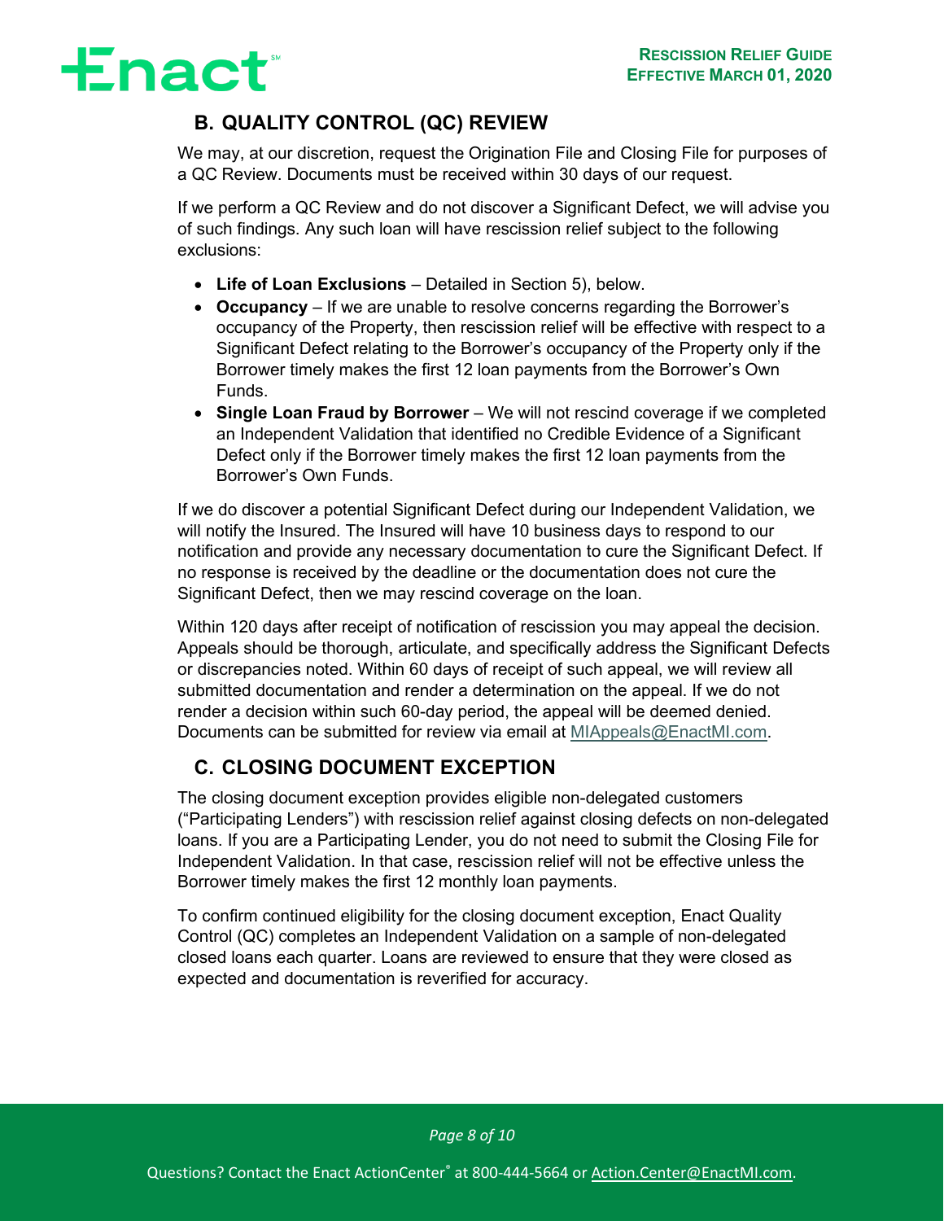## B. QUALITY CONTROL (QC) REVIEW

We may, at our discretion, request the Origination File and Closing File for purposes of a QC Review. Documents must be received within 30 days of our request.

If we perform a QC Review and do not discover a Significant Defect, we will advise you of such findings. Any such loan will have rescission relief subject to the following exclusions:

- **Life of Loan Exclusions** – Detailed in Section 5), below.
- **Occupancy** – If we are unable to resolve concerns regarding the Borrower's occupancy of the Property, then rescission relief will be effective with respect to a Significant Defect relating to the Borrower's occupancy of the Property only if the Borrower timely makes the first 12 loan payments from the Borrower's Own Funds.
- **Single Loan Fraud by Borrower** – We will not rescind coverage if we completed an Independent Validation that identified no Credible Evidence of a Significant Defect only if the Borrower timely makes the first 12 loan payments from the Borrower's Own Funds.

If we do discover a potential Significant Defect during our Independent Validation, we will notify the Insured. The Insured will have 10 business days to respond to our notification and provide any necessary documentation to cure the Significant Defect. If no response is received by the deadline or the documentation does not cure the Significant Defect, then we may rescind coverage on the loan.

Within 120 days after receipt of notification of rescission you may appeal the decision. Appeals should be thorough, articulate, and specifically address the Significant Defects or discrepancies noted. Within 60 days of receipt of such appeal, we will review all submitted documentation and render a determination on the appeal. If we do not render a decision within such 60-day period, the appeal will be deemed denied. Documents can be submitted for review via email at MIAppeals@EnactMI.com.

## C. CLOSING DOCUMENT EXCEPTION

The closing document exception provides eligible non-delegated customers ("Participating Lenders") with rescission relief against closing defects on non-delegated loans. If you are a Participating Lender, you do not need to submit the Closing File for Independent Validation. In that case, rescission relief will not be effective unless the Borrower timely makes the first 12 monthly loan payments.

To confirm continued eligibility for the closing document exception, Enact Quality Control (QC) completes an Independent Validation on a sample of non-delegated closed loans each quarter. Loans are reviewed to ensure that they were closed as expected and documentation is reverified for accuracy.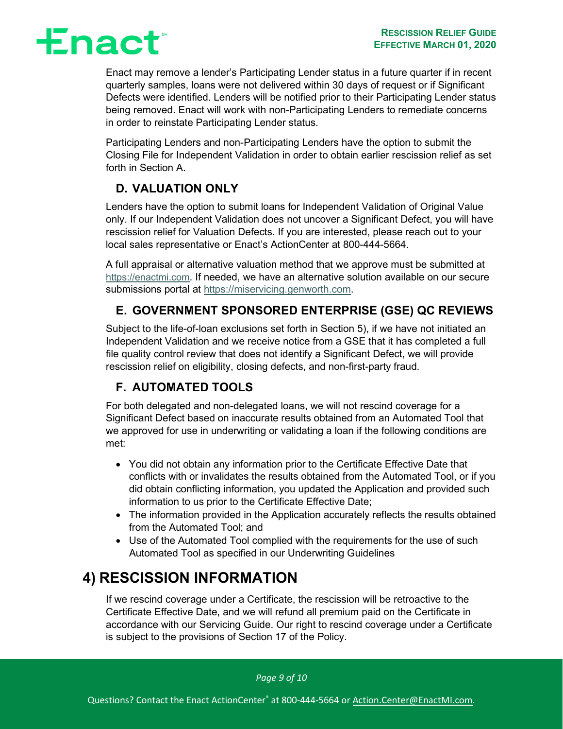Enact may remove a lender's Participating Lender status in a future quarter if in recent quarterly samples, loans were not delivered within 30 days of request or if Significant Defects were identified. Lenders will be notified prior to their Participating Lender status being removed. Enact will work with non-Participating Lenders to remediate concerns in order to reinstate Participating Lender status.

Participating Lenders and non-Participating Lenders have the option to submit the Closing File for Independent Validation in order to obtain earlier rescission relief as set forth in Section A.

### D. VALUATION ONLY

Lenders have the option to submit loans for Independent Validation of Original Value only. If our Independent Validation does not uncover a Significant Defect, you will have rescission relief for Valuation Defects. If you are interested, please reach out to your local sales representative or Enact's ActionCenter at 800-444-5664.

A full appraisal or alternative valuation method that we approve must be submitted at https://enactmi.com. If needed, we have an alternative solution available on our secure submissions portal at https://miservicing.genworth.com.

### E. GOVERNMENT SPONSORED ENTERPRISE (GSE) QC REVIEWS

Subject to the life-of-loan exclusions set forth in Section 5), if we have not initiated an Independent Validation and we receive notice from a GSE that it has completed a full file quality control review that does not identify a Significant Defect, we will provide rescission relief on eligibility, closing defects, and non-first-party fraud.

### F. AUTOMATED TOOLS

For both delegated and non-delegated loans, we will not rescind coverage for a Significant Defect based on inaccurate results obtained from an Automated Tool that we approved for use in underwriting or validating a loan if the following conditions are met:

- You did not obtain any information prior to the Certificate Effective Date that conflicts with or invalidates the results obtained from the Automated Tool, or if you did obtain conflicting information, you updated the Application and provided such information to us prior to the Certificate Effective Date;
- The information provided in the Application accurately reflects the results obtained from the Automated Tool; and
- Use of the Automated Tool complied with the requirements for the use of such Automated Tool as specified in our Underwriting Guidelines

## 4) RESCISSION INFORMATION

If we rescind coverage under a Certificate, the rescission will be retroactive to the Certificate Effective Date, and we will refund all premium paid on the Certificate in accordance with our Servicing Guide. Our right to rescind coverage under a Certificate is subject to the provisions of Section 17 of the Policy.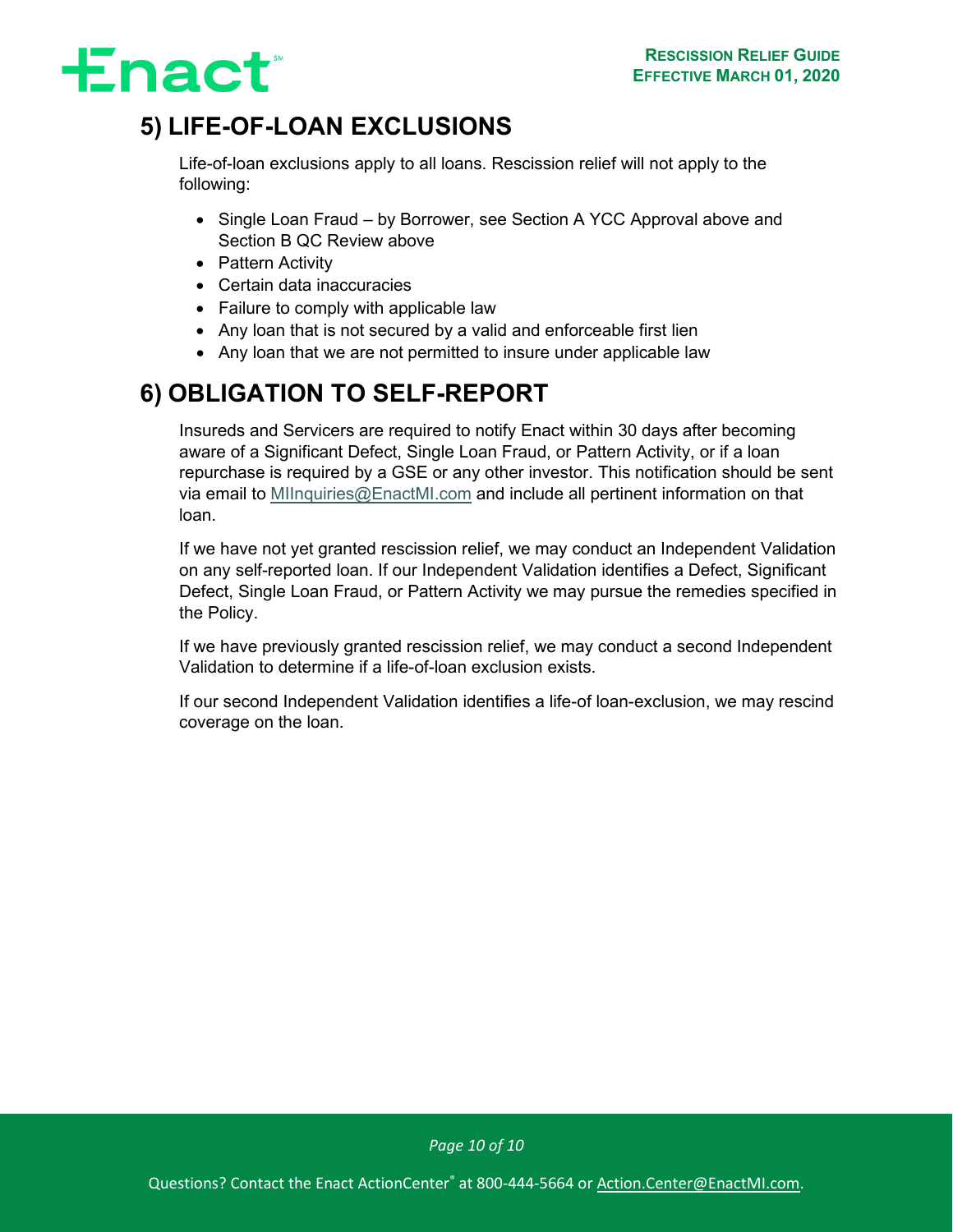## 5) LIFE-OF-LOAN EXCLUSIONS

Life-of-loan exclusions apply to all loans. Rescission relief will not apply to the following:

- Single Loan Fraud – by Borrower, see Section A YCC Approval above and Section B QC Review above
- Pattern Activity
- Certain data inaccuracies
- Failure to comply with applicable law
- Any loan that is not secured by a valid and enforceable first lien
- Any loan that we are not permitted to insure under applicable law

## 6) OBLIGATION TO SELF-REPORT

Insureds and Servicers are required to notify Enact within 30 days after becoming aware of a Significant Defect, Single Loan Fraud, or Pattern Activity, or if a loan repurchase is required by a GSE or any other investor. This notification should be sent via email to MIInquiries@EnactMI.com and include all pertinent information on that loan.

If we have not yet granted rescission relief, we may conduct an Independent Validation on any self-reported loan. If our Independent Validation identifies a Defect, Significant Defect, Single Loan Fraud, or Pattern Activity we may pursue the remedies specified in the Policy.

If we have previously granted rescission relief, we may conduct a second Independent Validation to determine if a life-of-loan exclusion exists.

If our second Independent Validation identifies a life-of loan-exclusion, we may rescind coverage on the loan.

Questions? Contact the Enact ActionCenter® at 800-444-5664 or Action.Center@EnactMI.com.